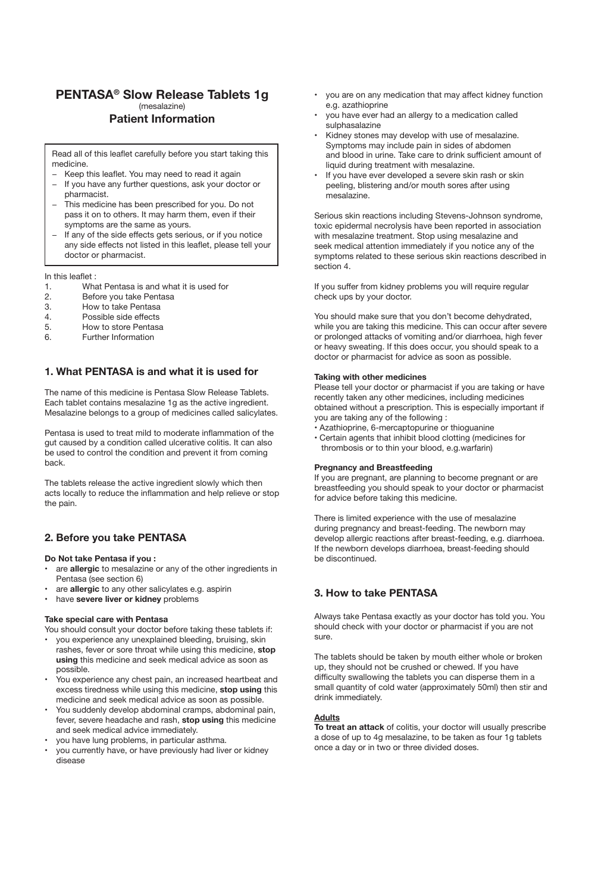# PENTASA® Slow Release Tablets 1g

(mesalazine)

## Patient Information

Read all of this leaflet carefully before you start taking this medicine.

- Keep this leaflet. You may need to read it again
- If you have any further questions, ask your doctor or pharmacist.
- This medicine has been prescribed for you. Do not pass it on to others. It may harm them, even if their symptoms are the same as yours.
- If any of the side effects gets serious, or if you notice any side effects not listed in this leaflet, please tell your doctor or pharmacist.

In this leaflet :

1. What Pentasa is and what it is used for
2. Before you take Pentasa
3. How to take Pentasa
4. Possible side effects
5. How to store Pentasa
6. Further Information

## 1. What PENTASA is and what it is used for

The name of this medicine is Pentasa Slow Release Tablets. Each tablet contains mesalazine 1g as the active ingredient. Mesalazine belongs to a group of medicines called salicylates.

Pentasa is used to treat mild to moderate inflammation of the gut caused by a condition called ulcerative colitis. It can also be used to control the condition and prevent it from coming back.

The tablets release the active ingredient slowly which then acts locally to reduce the inflammation and help relieve or stop the pain.

## 2. Before you take PENTASA

**Do Not take Pentasa if you :**

- are **allergic** to mesalazine or any of the other ingredients in Pentasa (see section 6)
- are **allergic** to any other salicylates e.g. aspirin
- have **severe liver or kidney** problems

**Take special care with Pentasa**

You should consult your doctor before taking these tablets if:

- you experience any unexplained bleeding, bruising, skin rashes, fever or sore throat while using this medicine, **stop using** this medicine and seek medical advice as soon as possible.
- You experience any chest pain, an increased heartbeat and excess tiredness while using this medicine, **stop using** this medicine and seek medical advice as soon as possible.
- You suddenly develop abdominal cramps, abdominal pain, fever, severe headache and rash, **stop using** this medicine and seek medical advice immediately.
- you have lung problems, in particular asthma.
- you currently have, or have previously had liver or kidney disease
- you are on any medication that may affect kidney function e.g. azathioprine
- you have ever had an allergy to a medication called sulphasalazine
- Kidney stones may develop with use of mesalazine. Symptoms may include pain in sides of abdomen and blood in urine. Take care to drink sufficient amount of liquid during treatment with mesalazine.
- If you have ever developed a severe skin rash or skin peeling, blistering and/or mouth sores after using mesalazine.

Serious skin reactions including Stevens-Johnson syndrome, toxic epidermal necrolysis have been reported in association with mesalazine treatment. Stop using mesalazine and seek medical attention immediately if you notice any of the symptoms related to these serious skin reactions described in section 4.

If you suffer from kidney problems you will require regular check ups by your doctor.

You should make sure that you don't become dehydrated, while you are taking this medicine. This can occur after severe or prolonged attacks of vomiting and/or diarrhoea, high fever or heavy sweating. If this does occur, you should speak to a doctor or pharmacist for advice as soon as possible.

**Taking with other medicines**

Please tell your doctor or pharmacist if you are taking or have recently taken any other medicines, including medicines obtained without a prescription. This is especially important if you are taking any of the following :

- Azathioprine, 6-mercaptopurine or thioguanine
- Certain agents that inhibit blood clotting (medicines for thrombosis or to thin your blood, e.g.warfarin)

**Pregnancy and Breastfeeding**

If you are pregnant, are planning to become pregnant or are breastfeeding you should speak to your doctor or pharmacist for advice before taking this medicine.

There is limited experience with the use of mesalazine during pregnancy and breast-feeding. The newborn may develop allergic reactions after breast-feeding, e.g. diarrhoea. If the newborn develops diarrhoea, breast-feeding should be discontinued.

## 3. How to take PENTASA

Always take Pentasa exactly as your doctor has told you. You should check with your doctor or pharmacist if you are not sure.

The tablets should be taken by mouth either whole or broken up, they should not be crushed or chewed. If you have difficulty swallowing the tablets you can disperse them in a small quantity of cold water (approximately 50ml) then stir and drink immediately.

**Adults**

**To treat an attack** of colitis, your doctor will usually prescribe a dose of up to 4g mesalazine, to be taken as four 1g tablets once a day or in two or three divided doses.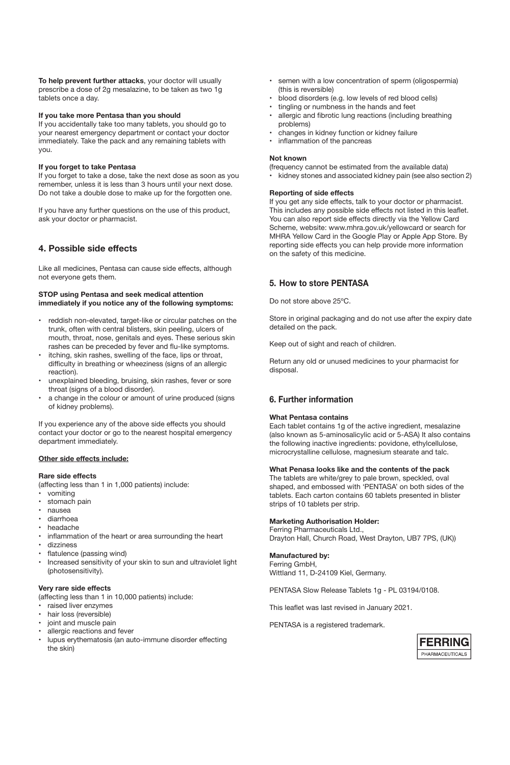**To help prevent further attacks**, your doctor will usually prescribe a dose of 2g mesalazine, to be taken as two 1g tablets once a day.

**If you take more Pentasa than you should**

If you accidentally take too many tablets, you should go to your nearest emergency department or contact your doctor immediately. Take the pack and any remaining tablets with you.

**If you forget to take Pentasa**

If you forget to take a dose, take the next dose as soon as you remember, unless it is less than 3 hours until your next dose. Do not take a double dose to make up for the forgotten one.

If you have any further questions on the use of this product, ask your doctor or pharmacist.

## 4. Possible side effects

Like all medicines, Pentasa can cause side effects, although not everyone gets them.

**STOP using Pentasa and seek medical attention immediately if you notice any of the following symptoms:**

- reddish non-elevated, target-like or circular patches on the trunk, often with central blisters, skin peeling, ulcers of mouth, throat, nose, genitals and eyes. These serious skin rashes can be preceded by fever and flu-like symptoms.
- itching, skin rashes, swelling of the face, lips or throat, difficulty in breathing or wheeziness (signs of an allergic reaction).
- unexplained bleeding, bruising, skin rashes, fever or sore throat (signs of a blood disorder).
- a change in the colour or amount of urine produced (signs of kidney problems).

If you experience any of the above side effects you should contact your doctor or go to the nearest hospital emergency department immediately.

**Other side effects include:**

**Rare side effects**

(affecting less than 1 in 1,000 patients) include:

- vomiting
- stomach pain
- nausea
- diarrhoea
- headache
- inflammation of the heart or area surrounding the heart
- dizziness
- flatulence (passing wind)
- Increased sensitivity of your skin to sun and ultraviolet light (photosensitivity).

**Very rare side effects**

(affecting less than 1 in 10,000 patients) include:

- raised liver enzymes
- hair loss (reversible)
- joint and muscle pain
- allergic reactions and fever
- lupus erythematosis (an auto-immune disorder effecting the skin)
- semen with a low concentration of sperm (oligospermia) (this is reversible)
- blood disorders (e.g. low levels of red blood cells)
- tingling or numbness in the hands and feet
- allergic and fibrotic lung reactions (including breathing problems)
- changes in kidney function or kidney failure
- inflammation of the pancreas

**Not known**

(frequency cannot be estimated from the available data)

- kidney stones and associated kidney pain (see also section 2)

**Reporting of side effects**

If you get any side effects, talk to your doctor or pharmacist. This includes any possible side effects not listed in this leaflet. You can also report side effects directly via the Yellow Card Scheme, website: www.mhra.gov.uk/yellowcard or search for MHRA Yellow Card in the Google Play or Apple App Store. By reporting side effects you can help provide more information on the safety of this medicine.

## 5. How to store PENTASA

Do not store above 25ºC.

Store in original packaging and do not use after the expiry date detailed on the pack.

Keep out of sight and reach of children.

Return any old or unused medicines to your pharmacist for disposal.

## 6. Further information

**What Pentasa contains**

Each tablet contains 1g of the active ingredient, mesalazine (also known as 5-aminosalicylic acid or 5-ASA) It also contains the following inactive ingredients: povidone, ethylcellulose, microcrystalline cellulose, magnesium stearate and talc.

**What Penasa looks like and the contents of the pack**

The tablets are white/grey to pale brown, speckled, oval shaped, and embossed with 'PENTASA' on both sides of the tablets. Each carton contains 60 tablets presented in blister strips of 10 tablets per strip.

**Marketing Authorisation Holder:**

Ferring Pharmaceuticals Ltd.,
Drayton Hall, Church Road, West Drayton, UB7 7PS, (UK))

**Manufactured by:**

Ferring GmbH,
Wittland 11, D-24109 Kiel, Germany.

PENTASA Slow Release Tablets 1g - PL 03194/0108.

This leaflet was last revised in January 2021.

PENTASA is a registered trademark.

FERRING
PHARMACEUTICALS